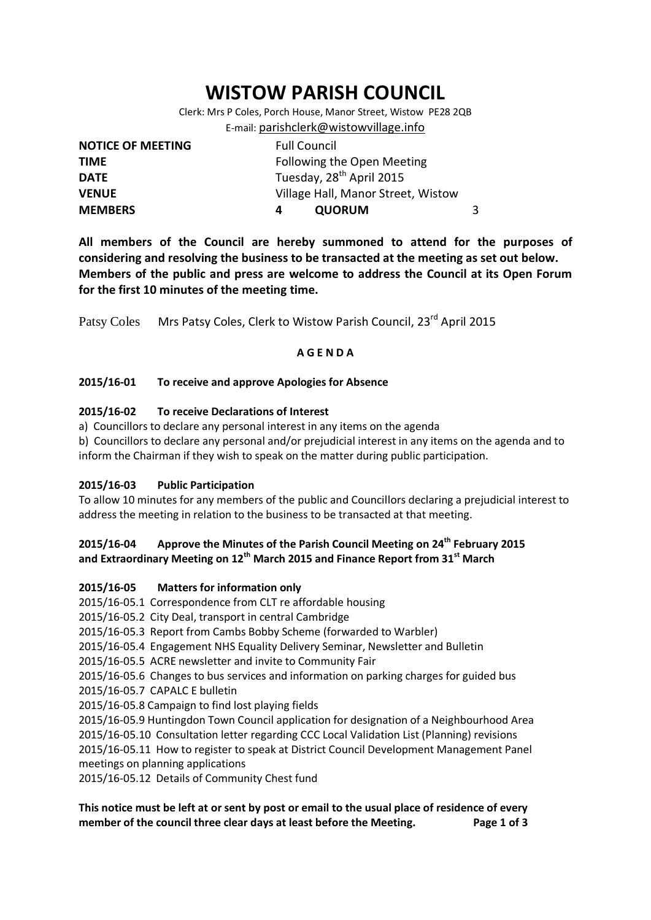# WISTOW PARISH COUNCIL

Clerk: Mrs P Coles, Porch House, Manor Street, Wistow PE28 2QB
E-mail: parishclerk@wistowvillage.info

| | | | |
|---|---|---|---|
| **NOTICE OF MEETING** | Full Council | | |
| **TIME** | Following the Open Meeting | | |
| **DATE** | Tuesday, 28th April 2015 | | |
| **VENUE** | Village Hall, Manor Street, Wistow | | |
| **MEMBERS** | **4** | **QUORUM** | 3 |

**All members of the Council are hereby summoned to attend for the purposes of considering and resolving the business to be transacted at the meeting as set out below. Members of the public and press are welcome to address the Council at its Open Forum for the first 10 minutes of the meeting time.**

Patsy Coles Mrs Patsy Coles, Clerk to Wistow Parish Council, 23rd April 2015

## A G E N D A

**2015/16-01 To receive and approve Apologies for Absence**

**2015/16-02 To receive Declarations of Interest**

a) Councillors to declare any personal interest in any items on the agenda

b) Councillors to declare any personal and/or prejudicial interest in any items on the agenda and to inform the Chairman if they wish to speak on the matter during public participation.

**2015/16-03 Public Participation**

To allow 10 minutes for any members of the public and Councillors declaring a prejudicial interest to address the meeting in relation to the business to be transacted at that meeting.

**2015/16-04 Approve the Minutes of the Parish Council Meeting on 24th February 2015 and Extraordinary Meeting on 12th March 2015 and Finance Report from 31st March**

**2015/16-05 Matters for information only**

2015/16-05.1 Correspondence from CLT re affordable housing
2015/16-05.2 City Deal, transport in central Cambridge
2015/16-05.3 Report from Cambs Bobby Scheme (forwarded to Warbler)
2015/16-05.4 Engagement NHS Equality Delivery Seminar, Newsletter and Bulletin
2015/16-05.5 ACRE newsletter and invite to Community Fair
2015/16-05.6 Changes to bus services and information on parking charges for guided bus
2015/16-05.7 CAPALC E bulletin
2015/16-05.8 Campaign to find lost playing fields
2015/16-05.9 Huntingdon Town Council application for designation of a Neighbourhood Area
2015/16-05.10 Consultation letter regarding CCC Local Validation List (Planning) revisions
2015/16-05.11 How to register to speak at District Council Development Management Panel meetings on planning applications
2015/16-05.12 Details of Community Chest fund

**This notice must be left at or sent by post or email to the usual place of residence of every member of the council three clear days at least before the Meeting.**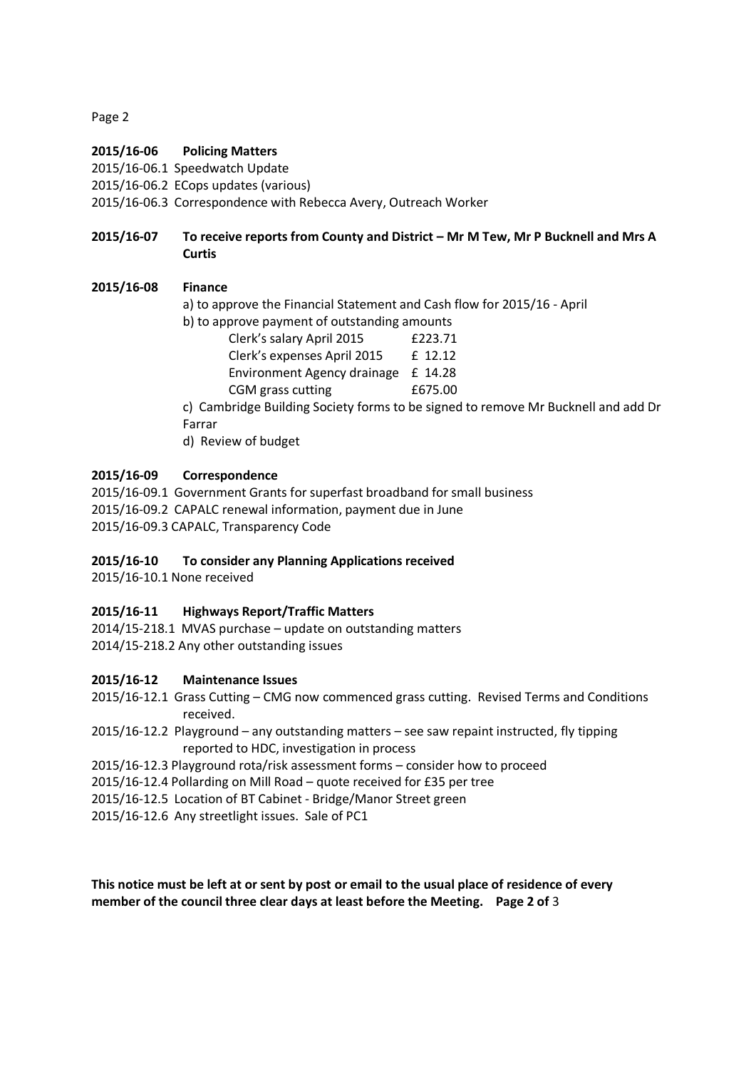**2015/16-06 Policing Matters**

2015/16-06.1 Speedwatch Update
2015/16-06.2 ECops updates (various)
2015/16-06.3 Correspondence with Rebecca Avery, Outreach Worker

**2015/16-07 To receive reports from County and District – Mr M Tew, Mr P Bucknell and Mrs A Curtis**

**2015/16-08 Finance**

a) to approve the Financial Statement and Cash flow for 2015/16 - April

b) to approve payment of outstanding amounts

| | |
|---|---|
| Clerk's salary April 2015 | £223.71 |
| Clerk's expenses April 2015 | £ 12.12 |
| Environment Agency drainage | £ 14.28 |
| CGM grass cutting | £675.00 |

c) Cambridge Building Society forms to be signed to remove Mr Bucknell and add Dr Farrar

d) Review of budget

**2015/16-09 Correspondence**

2015/16-09.1 Government Grants for superfast broadband for small business
2015/16-09.2 CAPALC renewal information, payment due in June
2015/16-09.3 CAPALC, Transparency Code

**2015/16-10 To consider any Planning Applications received**

2015/16-10.1 None received

**2015/16-11 Highways Report/Traffic Matters**

2014/15-218.1 MVAS purchase – update on outstanding matters
2014/15-218.2 Any other outstanding issues

**2015/16-12 Maintenance Issues**

2015/16-12.1 Grass Cutting – CMG now commenced grass cutting. Revised Terms and Conditions received.
2015/16-12.2 Playground – any outstanding matters – see saw repaint instructed, fly tipping reported to HDC, investigation in process
2015/16-12.3 Playground rota/risk assessment forms – consider how to proceed
2015/16-12.4 Pollarding on Mill Road – quote received for £35 per tree
2015/16-12.5 Location of BT Cabinet - Bridge/Manor Street green
2015/16-12.6 Any streetlight issues. Sale of PC1

**This notice must be left at or sent by post or email to the usual place of residence of every member of the council three clear days at least before the Meeting.**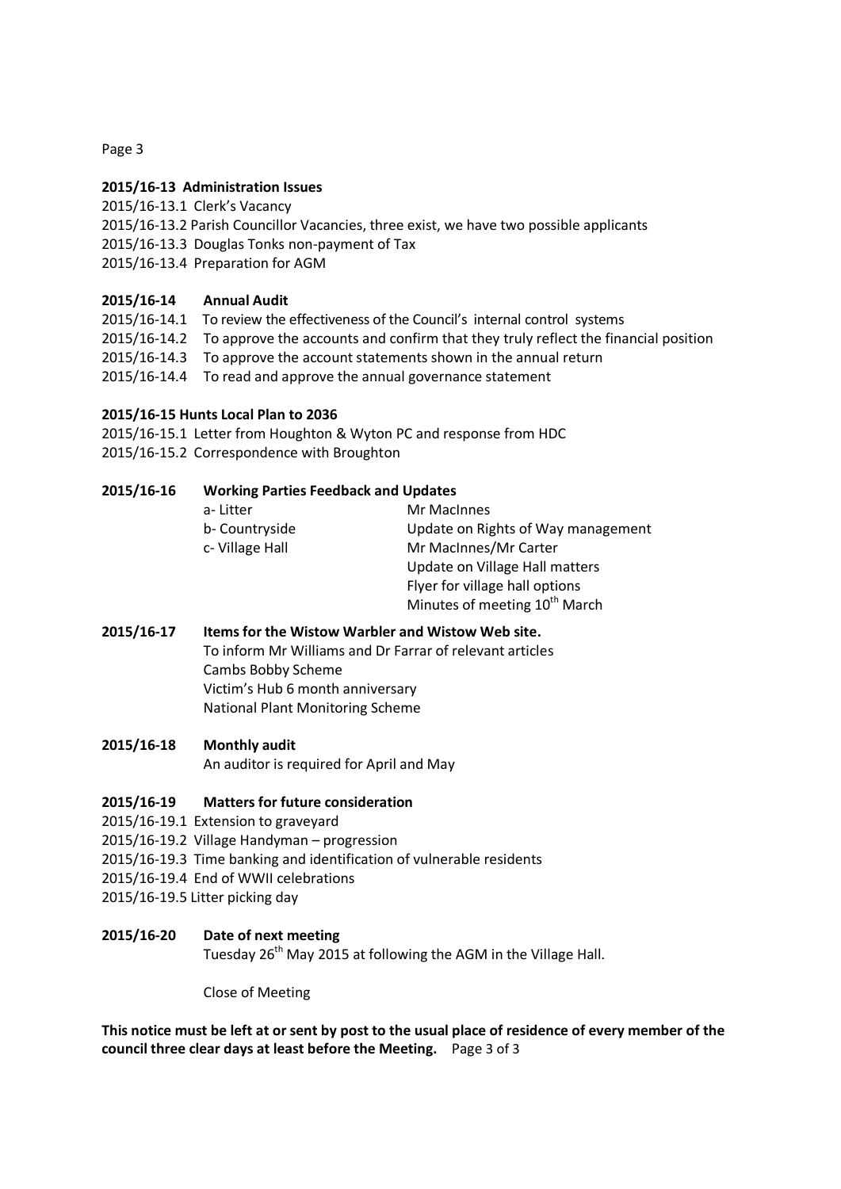**2015/16-13 Administration Issues**

2015/16-13.1 Clerk's Vacancy
2015/16-13.2 Parish Councillor Vacancies, three exist, we have two possible applicants
2015/16-13.3 Douglas Tonks non-payment of Tax
2015/16-13.4 Preparation for AGM

**2015/16-14 Annual Audit**

2015/16-14.1 To review the effectiveness of the Council's internal control systems
2015/16-14.2 To approve the accounts and confirm that they truly reflect the financial position
2015/16-14.3 To approve the account statements shown in the annual return
2015/16-14.4 To read and approve the annual governance statement

**2015/16-15 Hunts Local Plan to 2036**

2015/16-15.1 Letter from Houghton & Wyton PC and response from HDC
2015/16-15.2 Correspondence with Broughton

**2015/16-16 Working Parties Feedback and Updates**

| | |
|---|---|
| a- Litter | Mr MacInnes |
| b- Countryside | Update on Rights of Way management |
| c- Village Hall | Mr MacInnes/Mr Carter |
| | Update on Village Hall matters |
| | Flyer for village hall options |
| | Minutes of meeting 10th March |

**2015/16-17 Items for the Wistow Warbler and Wistow Web site.**

To inform Mr Williams and Dr Farrar of relevant articles
Cambs Bobby Scheme
Victim's Hub 6 month anniversary
National Plant Monitoring Scheme

**2015/16-18 Monthly audit**

An auditor is required for April and May

**2015/16-19 Matters for future consideration**

2015/16-19.1 Extension to graveyard
2015/16-19.2 Village Handyman – progression
2015/16-19.3 Time banking and identification of vulnerable residents
2015/16-19.4 End of WWII celebrations
2015/16-19.5 Litter picking day

**2015/16-20 Date of next meeting**

Tuesday 26th May 2015 at following the AGM in the Village Hall.

Close of Meeting

**This notice must be left at or sent by post to the usual place of residence of every member of the council three clear days at least before the Meeting.**